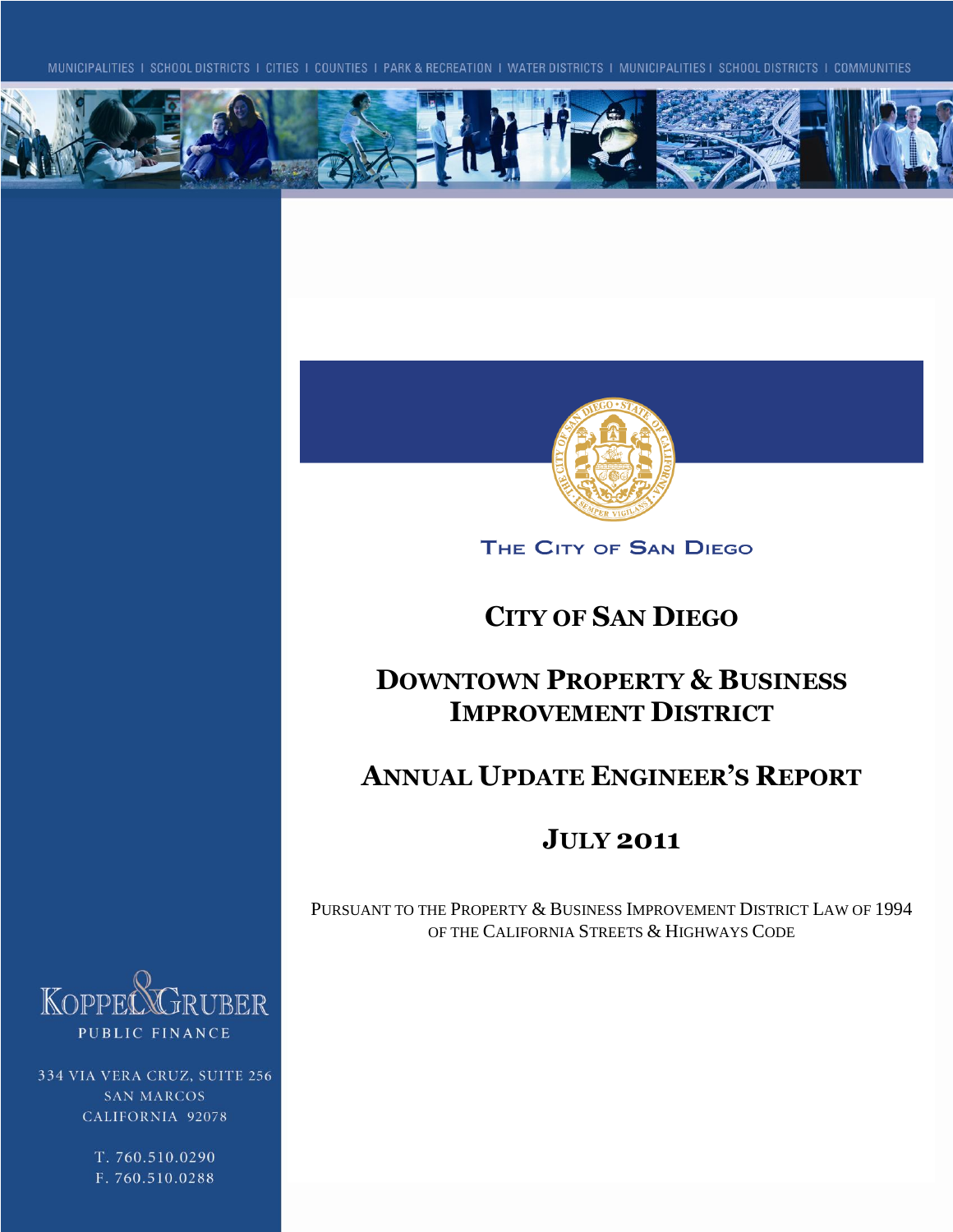MUNICIPALITIES | SCHOOL DISTRICTS | CITIES | COUNTIES | PARK & RECREATION | WATER DISTRICTS | MUNICIPALITIES | SCHOOL DISTRICTS | COMMUNITIES

THE CITY OF SAN DIEGO

# CITY OF SAN DIEGO

# DOWNTOWN PROPERTY & BUSINESS IMPROVEMENT DISTRICT

# ANNUAL UPDATE ENGINEER'S REPORT

# JULY 2011

PURSUANT TO THE PROPERTY & BUSINESS IMPROVEMENT DISTRICT LAW OF 1994 OF THE CALIFORNIA STREETS & HIGHWAYS CODE

KOPPEL & GRUBER
PUBLIC FINANCE

334 VIA VERA CRUZ, SUITE 256
SAN MARCOS
CALIFORNIA 92078

T. 760.510.0290
F. 760.510.0288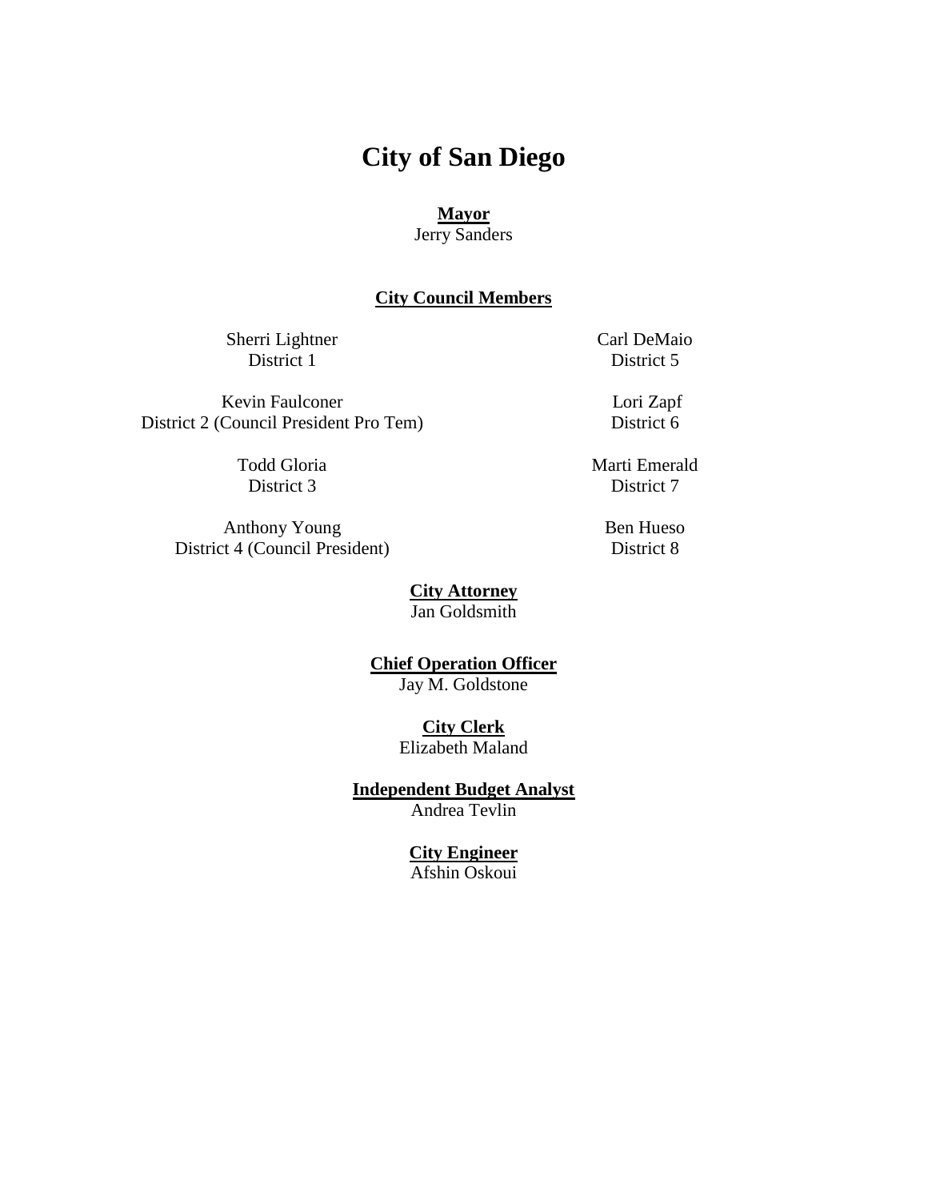# City of San Diego

**Mayor**

Jerry Sanders

**City Council Members**

Sherri Lightner
District 1

Kevin Faulconer
District 2 (Council President Pro Tem)

Todd Gloria
District 3

Anthony Young
District 4 (Council President)

Carl DeMaio
District 5

Lori Zapf
District 6

Marti Emerald
District 7

Ben Hueso
District 8

**City Attorney**

Jan Goldsmith

**Chief Operation Officer**

Jay M. Goldstone

**City Clerk**

Elizabeth Maland

**Independent Budget Analyst**

Andrea Tevlin

**City Engineer**

Afshin Oskoui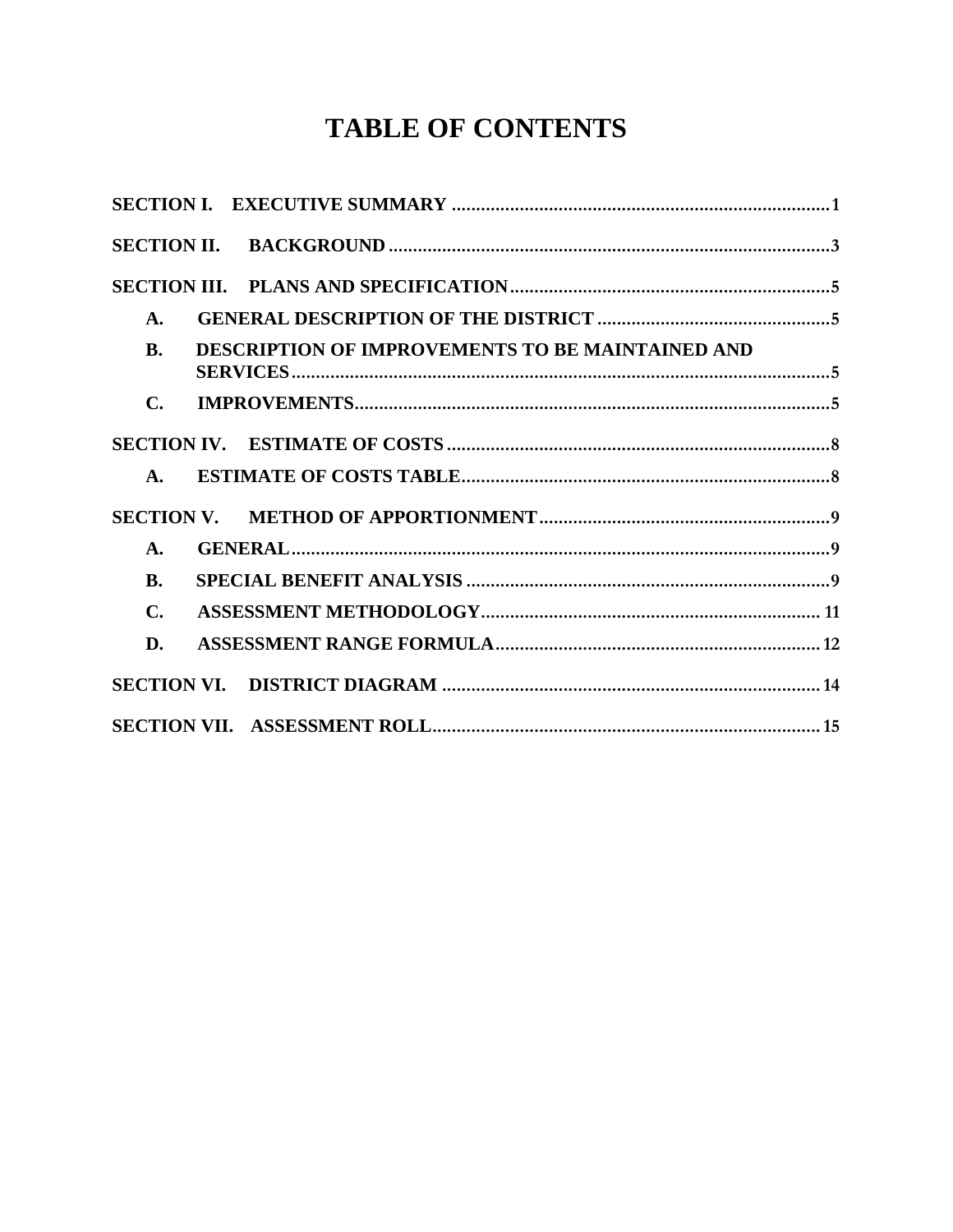# TABLE OF CONTENTS

**SECTION I. EXECUTIVE SUMMARY** .......... 1

**SECTION II. BACKGROUND** .......... 3

**SECTION III. PLANS AND SPECIFICATION** .......... 5

- **A. GENERAL DESCRIPTION OF THE DISTRICT** .......... 5
- **B. DESCRIPTION OF IMPROVEMENTS TO BE MAINTAINED AND SERVICES** .......... 5
- **C. IMPROVEMENTS** .......... 5

**SECTION IV. ESTIMATE OF COSTS** .......... 8

- **A. ESTIMATE OF COSTS TABLE** .......... 8

**SECTION V. METHOD OF APPORTIONMENT** .......... 9

- **A. GENERAL** .......... 9
- **B. SPECIAL BENEFIT ANALYSIS** .......... 9
- **C. ASSESSMENT METHODOLOGY** .......... 11
- **D. ASSESSMENT RANGE FORMULA** .......... 12

**SECTION VI. DISTRICT DIAGRAM** .......... 14

**SECTION VII. ASSESSMENT ROLL** .......... 15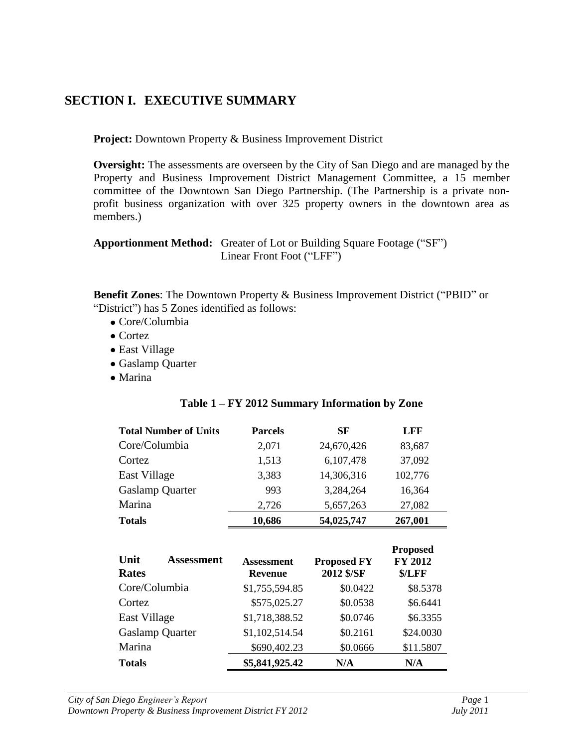## SECTION I. EXECUTIVE SUMMARY

**Project:** Downtown Property & Business Improvement District

**Oversight:** The assessments are overseen by the City of San Diego and are managed by the Property and Business Improvement District Management Committee, a 15 member committee of the Downtown San Diego Partnership. (The Partnership is a private non-profit business organization with over 325 property owners in the downtown area as members.)

**Apportionment Method:** Greater of Lot or Building Square Footage ("SF")
Linear Front Foot ("LFF")

**Benefit Zones**: The Downtown Property & Business Improvement District ("PBID" or "District") has 5 Zones identified as follows:

- Core/Columbia
- Cortez
- East Village
- Gaslamp Quarter
- Marina

**Table 1 – FY 2012 Summary Information by Zone**

| Total Number of Units | Parcels | SF | LFF |
|---|---|---|---|
| Core/Columbia | 2,071 | 24,670,426 | 83,687 |
| Cortez | 1,513 | 6,107,478 | 37,092 |
| East Village | 3,383 | 14,306,316 | 102,776 |
| Gaslamp Quarter | 993 | 3,284,264 | 16,364 |
| Marina | 2,726 | 5,657,263 | 27,082 |
| **Totals** | **10,686** | **54,025,747** | **267,001** |

| Unit Assessment Rates | Assessment Revenue | Proposed FY 2012 $/SF | Proposed FY 2012 $/LFF |
|---|---|---|---|
| Core/Columbia | $1,755,594.85 | $0.0422 | $8.5378 |
| Cortez | $575,025.27 | $0.0538 | $6.6441 |
| East Village | $1,718,388.52 | $0.0746 | $6.3355 |
| Gaslamp Quarter | $1,102,514.54 | $0.2161 | $24.0030 |
| Marina | $690,402.23 | $0.0666 | $11.5807 |
| **Totals** | **$5,841,925.42** | **N/A** | **N/A** |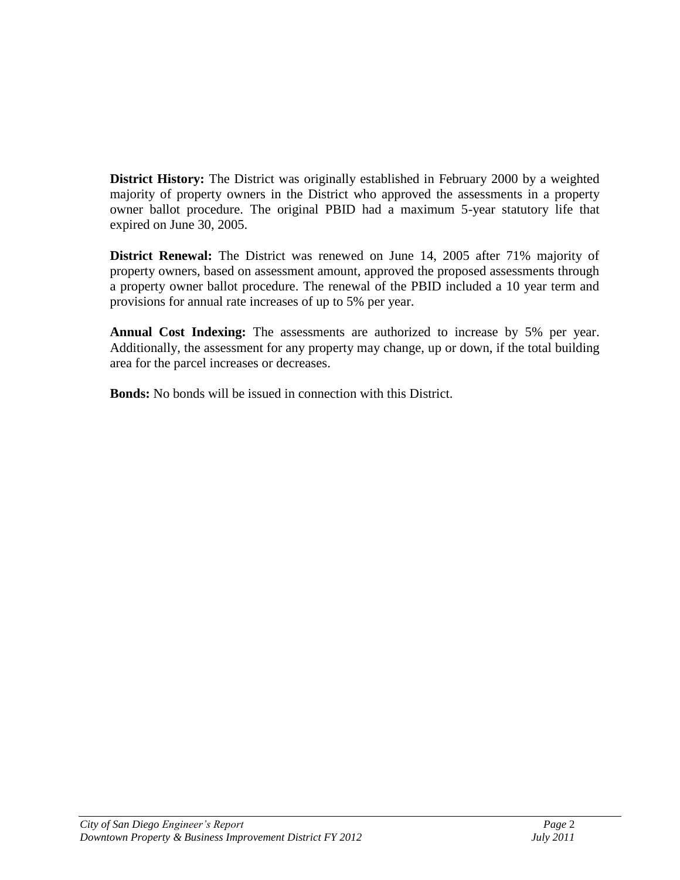**District History:** The District was originally established in February 2000 by a weighted majority of property owners in the District who approved the assessments in a property owner ballot procedure. The original PBID had a maximum 5-year statutory life that expired on June 30, 2005.

**District Renewal:** The District was renewed on June 14, 2005 after 71% majority of property owners, based on assessment amount, approved the proposed assessments through a property owner ballot procedure. The renewal of the PBID included a 10 year term and provisions for annual rate increases of up to 5% per year.

**Annual Cost Indexing:** The assessments are authorized to increase by 5% per year. Additionally, the assessment for any property may change, up or down, if the total building area for the parcel increases or decreases.

**Bonds:** No bonds will be issued in connection with this District.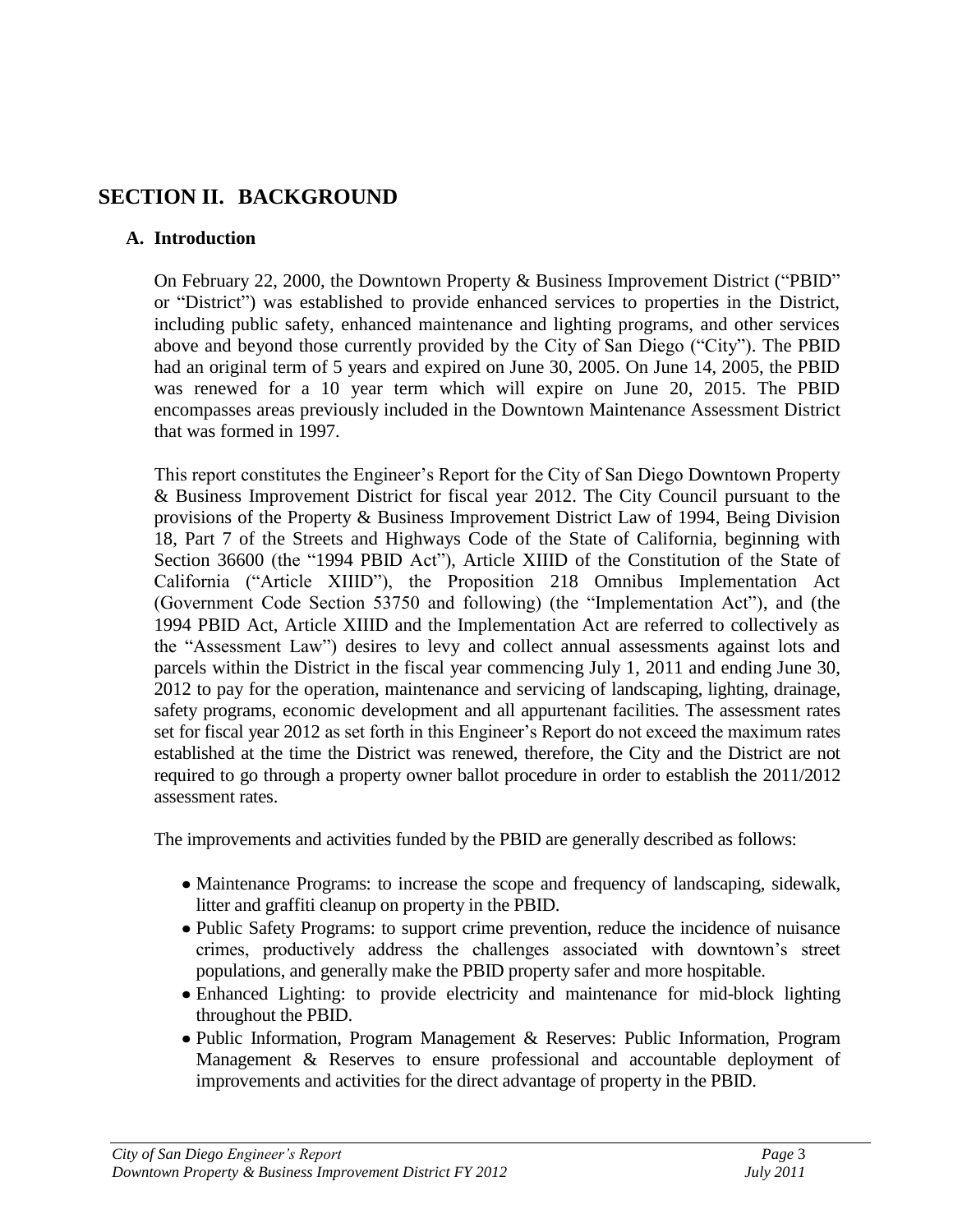## SECTION II. BACKGROUND

### A. Introduction

On February 22, 2000, the Downtown Property & Business Improvement District ("PBID" or "District") was established to provide enhanced services to properties in the District, including public safety, enhanced maintenance and lighting programs, and other services above and beyond those currently provided by the City of San Diego ("City"). The PBID had an original term of 5 years and expired on June 30, 2005. On June 14, 2005, the PBID was renewed for a 10 year term which will expire on June 20, 2015. The PBID encompasses areas previously included in the Downtown Maintenance Assessment District that was formed in 1997.

This report constitutes the Engineer's Report for the City of San Diego Downtown Property & Business Improvement District for fiscal year 2012. The City Council pursuant to the provisions of the Property & Business Improvement District Law of 1994, Being Division 18, Part 7 of the Streets and Highways Code of the State of California, beginning with Section 36600 (the "1994 PBID Act"), Article XIIID of the Constitution of the State of California ("Article XIIID"), the Proposition 218 Omnibus Implementation Act (Government Code Section 53750 and following) (the "Implementation Act"), and (the 1994 PBID Act, Article XIIID and the Implementation Act are referred to collectively as the "Assessment Law") desires to levy and collect annual assessments against lots and parcels within the District in the fiscal year commencing July 1, 2011 and ending June 30, 2012 to pay for the operation, maintenance and servicing of landscaping, lighting, drainage, safety programs, economic development and all appurtenant facilities. The assessment rates set for fiscal year 2012 as set forth in this Engineer's Report do not exceed the maximum rates established at the time the District was renewed, therefore, the City and the District are not required to go through a property owner ballot procedure in order to establish the 2011/2012 assessment rates.

The improvements and activities funded by the PBID are generally described as follows:

- Maintenance Programs: to increase the scope and frequency of landscaping, sidewalk, litter and graffiti cleanup on property in the PBID.
- Public Safety Programs: to support crime prevention, reduce the incidence of nuisance crimes, productively address the challenges associated with downtown's street populations, and generally make the PBID property safer and more hospitable.
- Enhanced Lighting: to provide electricity and maintenance for mid-block lighting throughout the PBID.
- Public Information, Program Management & Reserves: Public Information, Program Management & Reserves to ensure professional and accountable deployment of improvements and activities for the direct advantage of property in the PBID.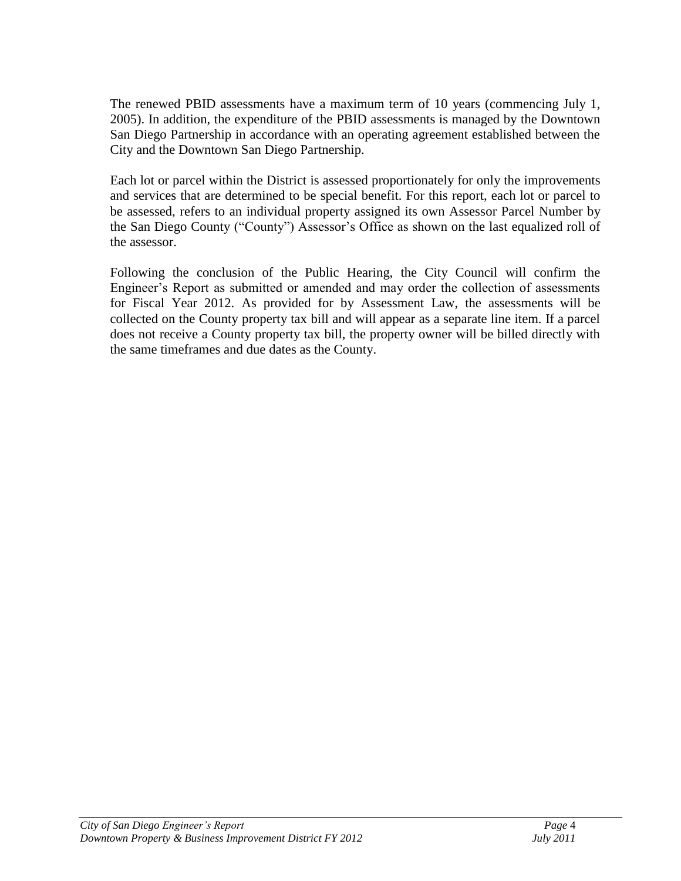The renewed PBID assessments have a maximum term of 10 years (commencing July 1, 2005). In addition, the expenditure of the PBID assessments is managed by the Downtown San Diego Partnership in accordance with an operating agreement established between the City and the Downtown San Diego Partnership.

Each lot or parcel within the District is assessed proportionately for only the improvements and services that are determined to be special benefit. For this report, each lot or parcel to be assessed, refers to an individual property assigned its own Assessor Parcel Number by the San Diego County ("County") Assessor's Office as shown on the last equalized roll of the assessor.

Following the conclusion of the Public Hearing, the City Council will confirm the Engineer's Report as submitted or amended and may order the collection of assessments for Fiscal Year 2012. As provided for by Assessment Law, the assessments will be collected on the County property tax bill and will appear as a separate line item. If a parcel does not receive a County property tax bill, the property owner will be billed directly with the same timeframes and due dates as the County.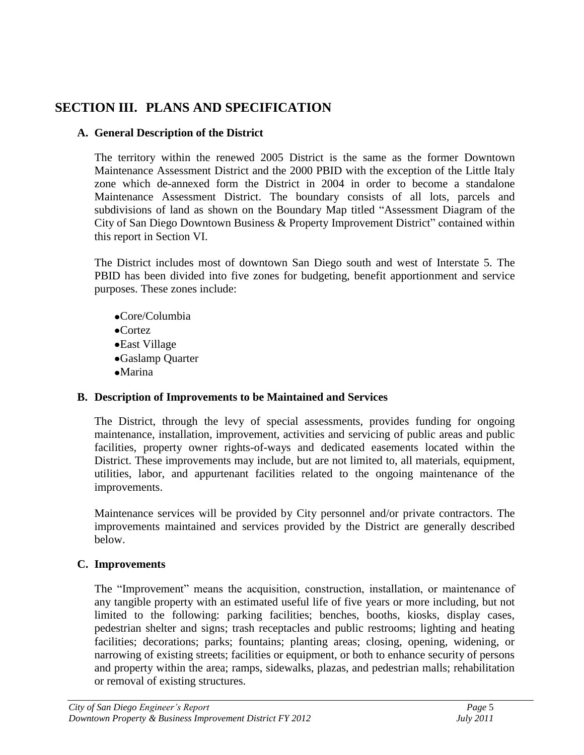## SECTION III. PLANS AND SPECIFICATION

### A. General Description of the District

The territory within the renewed 2005 District is the same as the former Downtown Maintenance Assessment District and the 2000 PBID with the exception of the Little Italy zone which de-annexed form the District in 2004 in order to become a standalone Maintenance Assessment District. The boundary consists of all lots, parcels and subdivisions of land as shown on the Boundary Map titled "Assessment Diagram of the City of San Diego Downtown Business & Property Improvement District" contained within this report in Section VI.

The District includes most of downtown San Diego south and west of Interstate 5. The PBID has been divided into five zones for budgeting, benefit apportionment and service purposes. These zones include:

- Core/Columbia
- Cortez
- East Village
- Gaslamp Quarter
- Marina

### B. Description of Improvements to be Maintained and Services

The District, through the levy of special assessments, provides funding for ongoing maintenance, installation, improvement, activities and servicing of public areas and public facilities, property owner rights-of-ways and dedicated easements located within the District. These improvements may include, but are not limited to, all materials, equipment, utilities, labor, and appurtenant facilities related to the ongoing maintenance of the improvements.

Maintenance services will be provided by City personnel and/or private contractors. The improvements maintained and services provided by the District are generally described below.

### C. Improvements

The "Improvement" means the acquisition, construction, installation, or maintenance of any tangible property with an estimated useful life of five years or more including, but not limited to the following: parking facilities; benches, booths, kiosks, display cases, pedestrian shelter and signs; trash receptacles and public restrooms; lighting and heating facilities; decorations; parks; fountains; planting areas; closing, opening, widening, or narrowing of existing streets; facilities or equipment, or both to enhance security of persons and property within the area; ramps, sidewalks, plazas, and pedestrian malls; rehabilitation or removal of existing structures.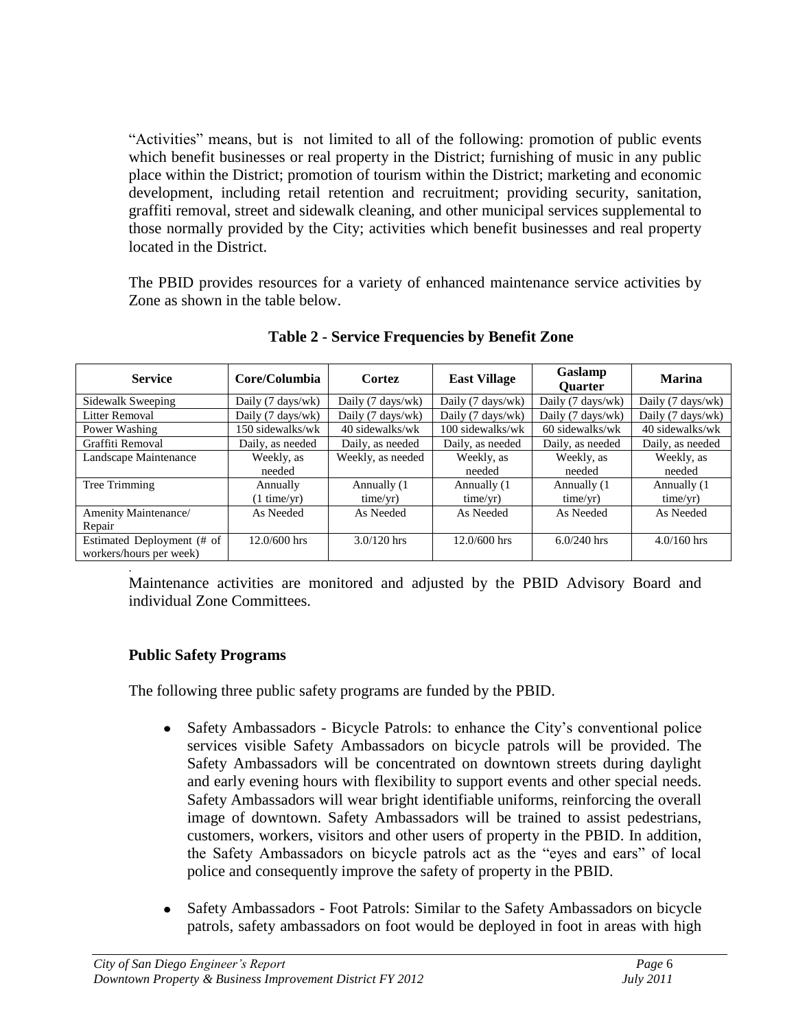"Activities" means, but is not limited to all of the following: promotion of public events which benefit businesses or real property in the District; furnishing of music in any public place within the District; promotion of tourism within the District; marketing and economic development, including retail retention and recruitment; providing security, sanitation, graffiti removal, street and sidewalk cleaning, and other municipal services supplemental to those normally provided by the City; activities which benefit businesses and real property located in the District.

The PBID provides resources for a variety of enhanced maintenance service activities by Zone as shown in the table below.

**Table 2 - Service Frequencies by Benefit Zone**

| Service | Core/Columbia | Cortez | East Village | Gaslamp Quarter | Marina |
|---|---|---|---|---|---|
| Sidewalk Sweeping | Daily (7 days/wk) | Daily (7 days/wk) | Daily (7 days/wk) | Daily (7 days/wk) | Daily (7 days/wk) |
| Litter Removal | Daily (7 days/wk) | Daily (7 days/wk) | Daily (7 days/wk) | Daily (7 days/wk) | Daily (7 days/wk) |
| Power Washing | 150 sidewalks/wk | 40 sidewalks/wk | 100 sidewalks/wk | 60 sidewalks/wk | 40 sidewalks/wk |
| Graffiti Removal | Daily, as needed | Daily, as needed | Daily, as needed | Daily, as needed | Daily, as needed |
| Landscape Maintenance | Weekly, as needed | Weekly, as needed | Weekly, as needed | Weekly, as needed | Weekly, as needed |
| Tree Trimming | Annually (1 time/yr) | Annually (1 time/yr) | Annually (1 time/yr) | Annually (1 time/yr) | Annually (1 time/yr) |
| Amenity Maintenance/ Repair | As Needed | As Needed | As Needed | As Needed | As Needed |
| Estimated Deployment (# of workers/hours per week) | 12.0/600 hrs | 3.0/120 hrs | 12.0/600 hrs | 6.0/240 hrs | 4.0/160 hrs |

Maintenance activities are monitored and adjusted by the PBID Advisory Board and individual Zone Committees.

### Public Safety Programs

The following three public safety programs are funded by the PBID.

- Safety Ambassadors - Bicycle Patrols: to enhance the City's conventional police services visible Safety Ambassadors on bicycle patrols will be provided. The Safety Ambassadors will be concentrated on downtown streets during daylight and early evening hours with flexibility to support events and other special needs. Safety Ambassadors will wear bright identifiable uniforms, reinforcing the overall image of downtown. Safety Ambassadors will be trained to assist pedestrians, customers, workers, visitors and other users of property in the PBID. In addition, the Safety Ambassadors on bicycle patrols act as the "eyes and ears" of local police and consequently improve the safety of property in the PBID.

- Safety Ambassadors - Foot Patrols: Similar to the Safety Ambassadors on bicycle patrols, safety ambassadors on foot would be deployed in foot in areas with high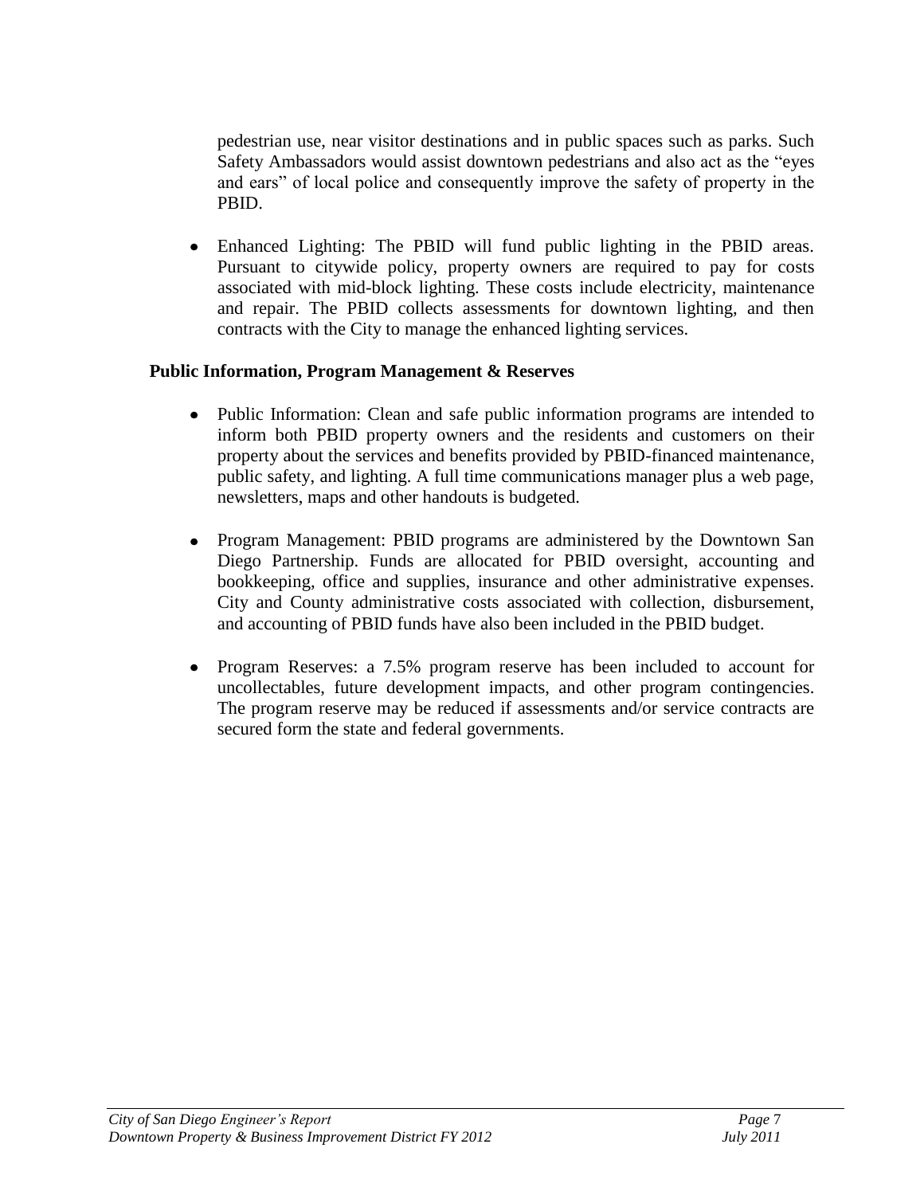pedestrian use, near visitor destinations and in public spaces such as parks. Such Safety Ambassadors would assist downtown pedestrians and also act as the "eyes and ears" of local police and consequently improve the safety of property in the PBID.

- Enhanced Lighting: The PBID will fund public lighting in the PBID areas. Pursuant to citywide policy, property owners are required to pay for costs associated with mid-block lighting. These costs include electricity, maintenance and repair. The PBID collects assessments for downtown lighting, and then contracts with the City to manage the enhanced lighting services.

**Public Information, Program Management & Reserves**

- Public Information: Clean and safe public information programs are intended to inform both PBID property owners and the residents and customers on their property about the services and benefits provided by PBID-financed maintenance, public safety, and lighting. A full time communications manager plus a web page, newsletters, maps and other handouts is budgeted.

- Program Management: PBID programs are administered by the Downtown San Diego Partnership. Funds are allocated for PBID oversight, accounting and bookkeeping, office and supplies, insurance and other administrative expenses. City and County administrative costs associated with collection, disbursement, and accounting of PBID funds have also been included in the PBID budget.

- Program Reserves: a 7.5% program reserve has been included to account for uncollectables, future development impacts, and other program contingencies. The program reserve may be reduced if assessments and/or service contracts are secured form the state and federal governments.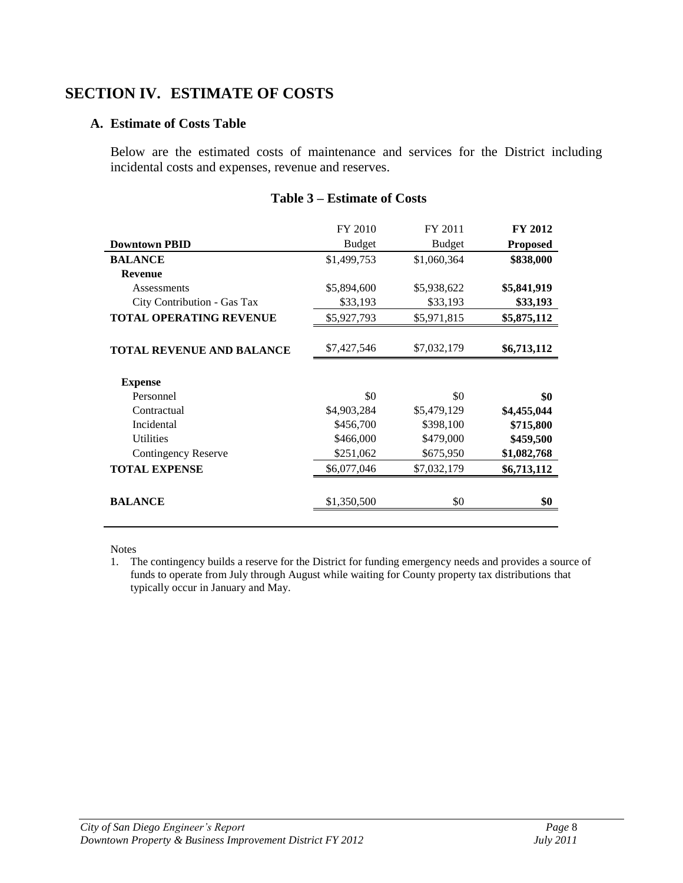## SECTION IV. ESTIMATE OF COSTS

### A. Estimate of Costs Table

Below are the estimated costs of maintenance and services for the District including incidental costs and expenses, revenue and reserves.

**Table 3 – Estimate of Costs**

| Downtown PBID | FY 2010 Budget | FY 2011 Budget | **FY 2012 Proposed** |
|---|---|---|---|
| **BALANCE** | $1,499,753 | $1,060,364 | **$838,000** |
| **Revenue** | | | |
| Assessments | $5,894,600 | $5,938,622 | **$5,841,919** |
| City Contribution - Gas Tax | $33,193 | $33,193 | **$33,193** |
| **TOTAL OPERATING REVENUE** | $5,927,793 | $5,971,815 | **$5,875,112** |
| **TOTAL REVENUE AND BALANCE** | $7,427,546 | $7,032,179 | **$6,713,112** |
| **Expense** | | | |
| Personnel | $0 | $0 | **$0** |
| Contractual | $4,903,284 | $5,479,129 | **$4,455,044** |
| Incidental | $456,700 | $398,100 | **$715,800** |
| Utilities | $466,000 | $479,000 | **$459,500** |
| Contingency Reserve | $251,062 | $675,950 | **$1,082,768** |
| **TOTAL EXPENSE** | $6,077,046 | $7,032,179 | **$6,713,112** |
| **BALANCE** | $1,350,500 | $0 | **$0** |

Notes

1. The contingency builds a reserve for the District for funding emergency needs and provides a source of funds to operate from July through August while waiting for County property tax distributions that typically occur in January and May.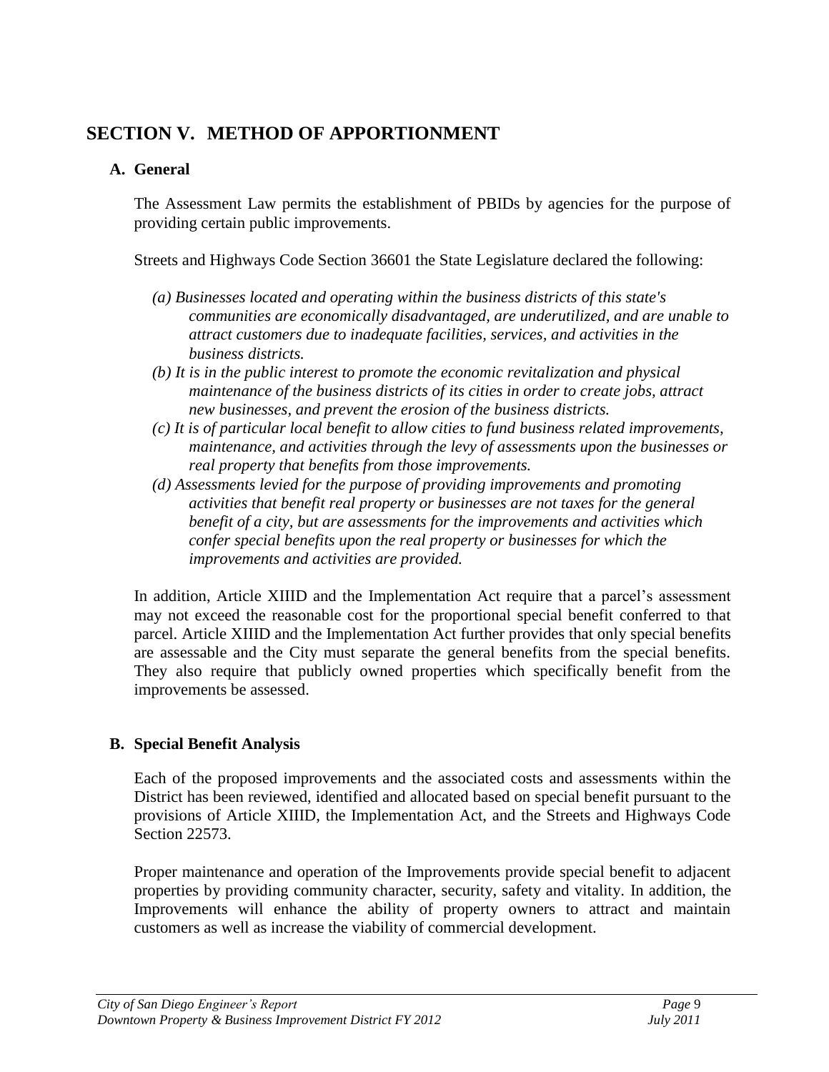## SECTION V. METHOD OF APPORTIONMENT

### A. General

The Assessment Law permits the establishment of PBIDs by agencies for the purpose of providing certain public improvements.

Streets and Highways Code Section 36601 the State Legislature declared the following:

*(a) Businesses located and operating within the business districts of this state's communities are economically disadvantaged, are underutilized, and are unable to attract customers due to inadequate facilities, services, and activities in the business districts.*

*(b) It is in the public interest to promote the economic revitalization and physical maintenance of the business districts of its cities in order to create jobs, attract new businesses, and prevent the erosion of the business districts.*

*(c) It is of particular local benefit to allow cities to fund business related improvements, maintenance, and activities through the levy of assessments upon the businesses or real property that benefits from those improvements.*

*(d) Assessments levied for the purpose of providing improvements and promoting activities that benefit real property or businesses are not taxes for the general benefit of a city, but are assessments for the improvements and activities which confer special benefits upon the real property or businesses for which the improvements and activities are provided.*

In addition, Article XIIID and the Implementation Act require that a parcel's assessment may not exceed the reasonable cost for the proportional special benefit conferred to that parcel. Article XIIID and the Implementation Act further provides that only special benefits are assessable and the City must separate the general benefits from the special benefits. They also require that publicly owned properties which specifically benefit from the improvements be assessed.

### B. Special Benefit Analysis

Each of the proposed improvements and the associated costs and assessments within the District has been reviewed, identified and allocated based on special benefit pursuant to the provisions of Article XIIID, the Implementation Act, and the Streets and Highways Code Section 22573.

Proper maintenance and operation of the Improvements provide special benefit to adjacent properties by providing community character, security, safety and vitality. In addition, the Improvements will enhance the ability of property owners to attract and maintain customers as well as increase the viability of commercial development.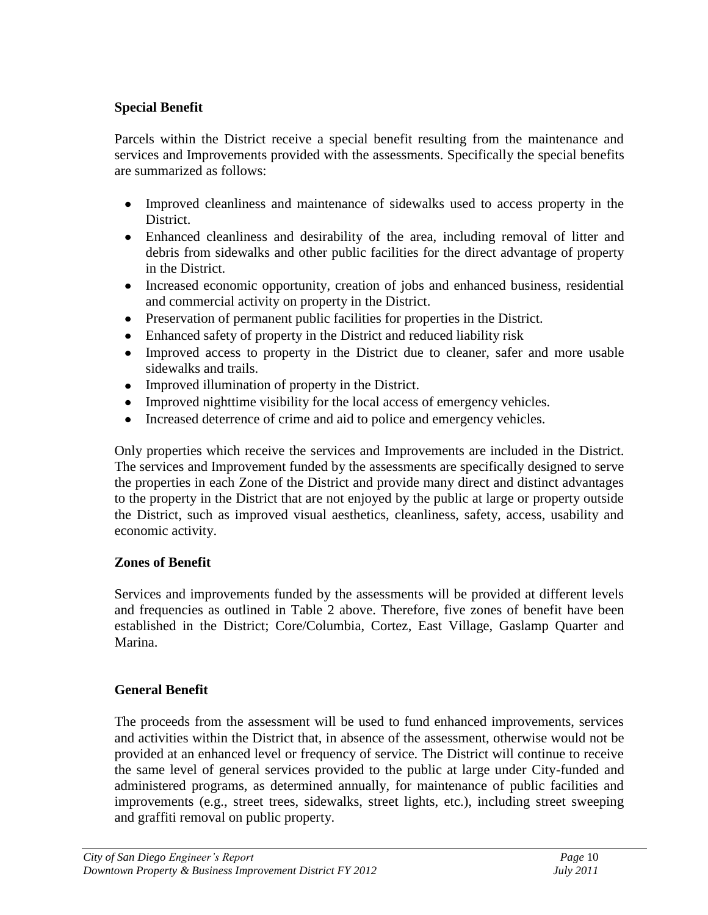**Special Benefit**

Parcels within the District receive a special benefit resulting from the maintenance and services and Improvements provided with the assessments. Specifically the special benefits are summarized as follows:

- Improved cleanliness and maintenance of sidewalks used to access property in the District.
- Enhanced cleanliness and desirability of the area, including removal of litter and debris from sidewalks and other public facilities for the direct advantage of property in the District.
- Increased economic opportunity, creation of jobs and enhanced business, residential and commercial activity on property in the District.
- Preservation of permanent public facilities for properties in the District.
- Enhanced safety of property in the District and reduced liability risk
- Improved access to property in the District due to cleaner, safer and more usable sidewalks and trails.
- Improved illumination of property in the District.
- Improved nighttime visibility for the local access of emergency vehicles.
- Increased deterrence of crime and aid to police and emergency vehicles.

Only properties which receive the services and Improvements are included in the District. The services and Improvement funded by the assessments are specifically designed to serve the properties in each Zone of the District and provide many direct and distinct advantages to the property in the District that are not enjoyed by the public at large or property outside the District, such as improved visual aesthetics, cleanliness, safety, access, usability and economic activity.

**Zones of Benefit**

Services and improvements funded by the assessments will be provided at different levels and frequencies as outlined in Table 2 above. Therefore, five zones of benefit have been established in the District; Core/Columbia, Cortez, East Village, Gaslamp Quarter and Marina.

**General Benefit**

The proceeds from the assessment will be used to fund enhanced improvements, services and activities within the District that, in absence of the assessment, otherwise would not be provided at an enhanced level or frequency of service. The District will continue to receive the same level of general services provided to the public at large under City-funded and administered programs, as determined annually, for maintenance of public facilities and improvements (e.g., street trees, sidewalks, street lights, etc.), including street sweeping and graffiti removal on public property.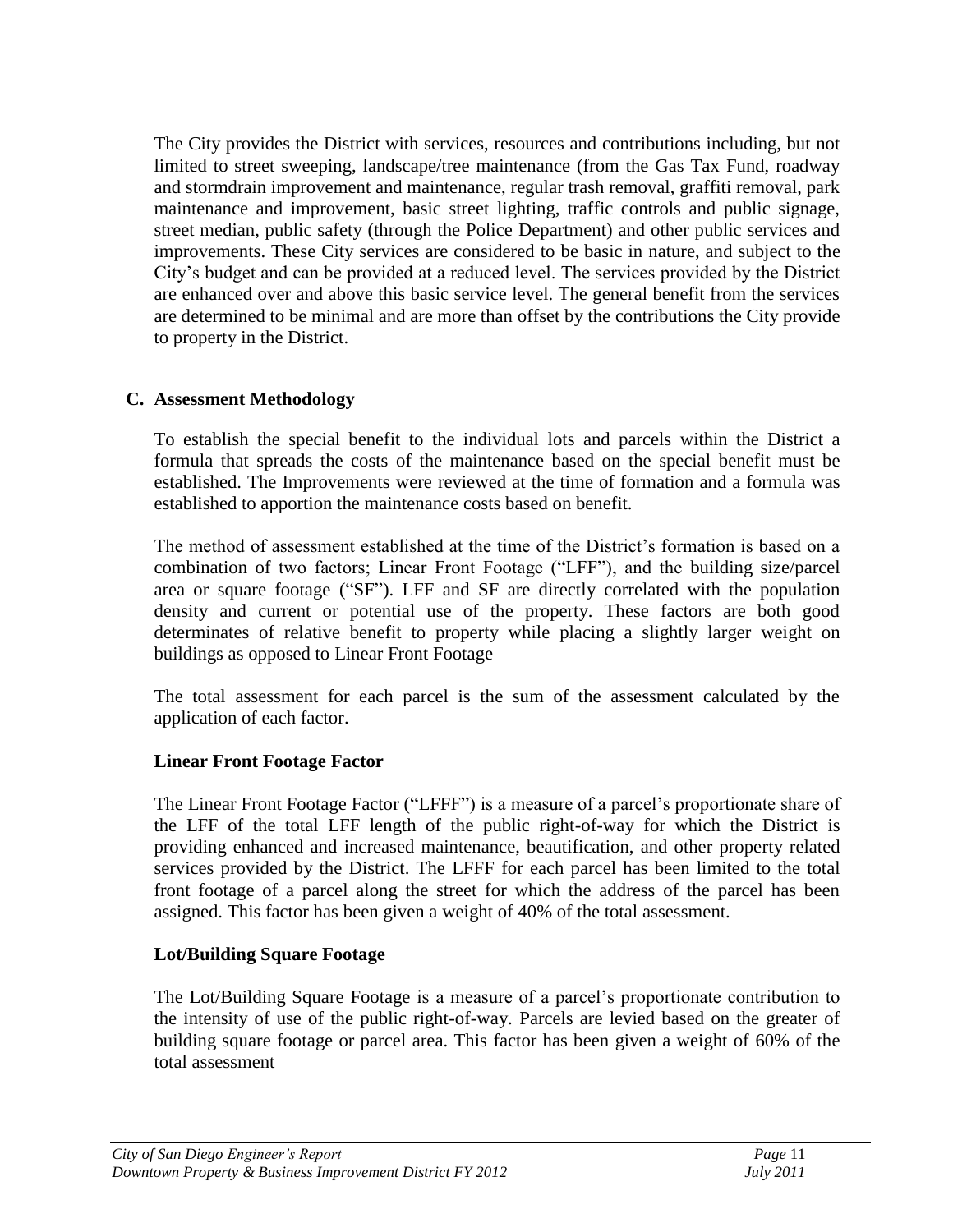The City provides the District with services, resources and contributions including, but not limited to street sweeping, landscape/tree maintenance (from the Gas Tax Fund, roadway and stormdrain improvement and maintenance, regular trash removal, graffiti removal, park maintenance and improvement, basic street lighting, traffic controls and public signage, street median, public safety (through the Police Department) and other public services and improvements. These City services are considered to be basic in nature, and subject to the City's budget and can be provided at a reduced level. The services provided by the District are enhanced over and above this basic service level. The general benefit from the services are determined to be minimal and are more than offset by the contributions the City provide to property in the District.

### C. Assessment Methodology

To establish the special benefit to the individual lots and parcels within the District a formula that spreads the costs of the maintenance based on the special benefit must be established. The Improvements were reviewed at the time of formation and a formula was established to apportion the maintenance costs based on benefit.

The method of assessment established at the time of the District's formation is based on a combination of two factors; Linear Front Footage ("LFF"), and the building size/parcel area or square footage ("SF"). LFF and SF are directly correlated with the population density and current or potential use of the property. These factors are both good determinates of relative benefit to property while placing a slightly larger weight on buildings as opposed to Linear Front Footage

The total assessment for each parcel is the sum of the assessment calculated by the application of each factor.

#### Linear Front Footage Factor

The Linear Front Footage Factor ("LFFF") is a measure of a parcel's proportionate share of the LFF of the total LFF length of the public right-of-way for which the District is providing enhanced and increased maintenance, beautification, and other property related services provided by the District. The LFFF for each parcel has been limited to the total front footage of a parcel along the street for which the address of the parcel has been assigned. This factor has been given a weight of 40% of the total assessment.

#### Lot/Building Square Footage

The Lot/Building Square Footage is a measure of a parcel's proportionate contribution to the intensity of use of the public right-of-way. Parcels are levied based on the greater of building square footage or parcel area. This factor has been given a weight of 60% of the total assessment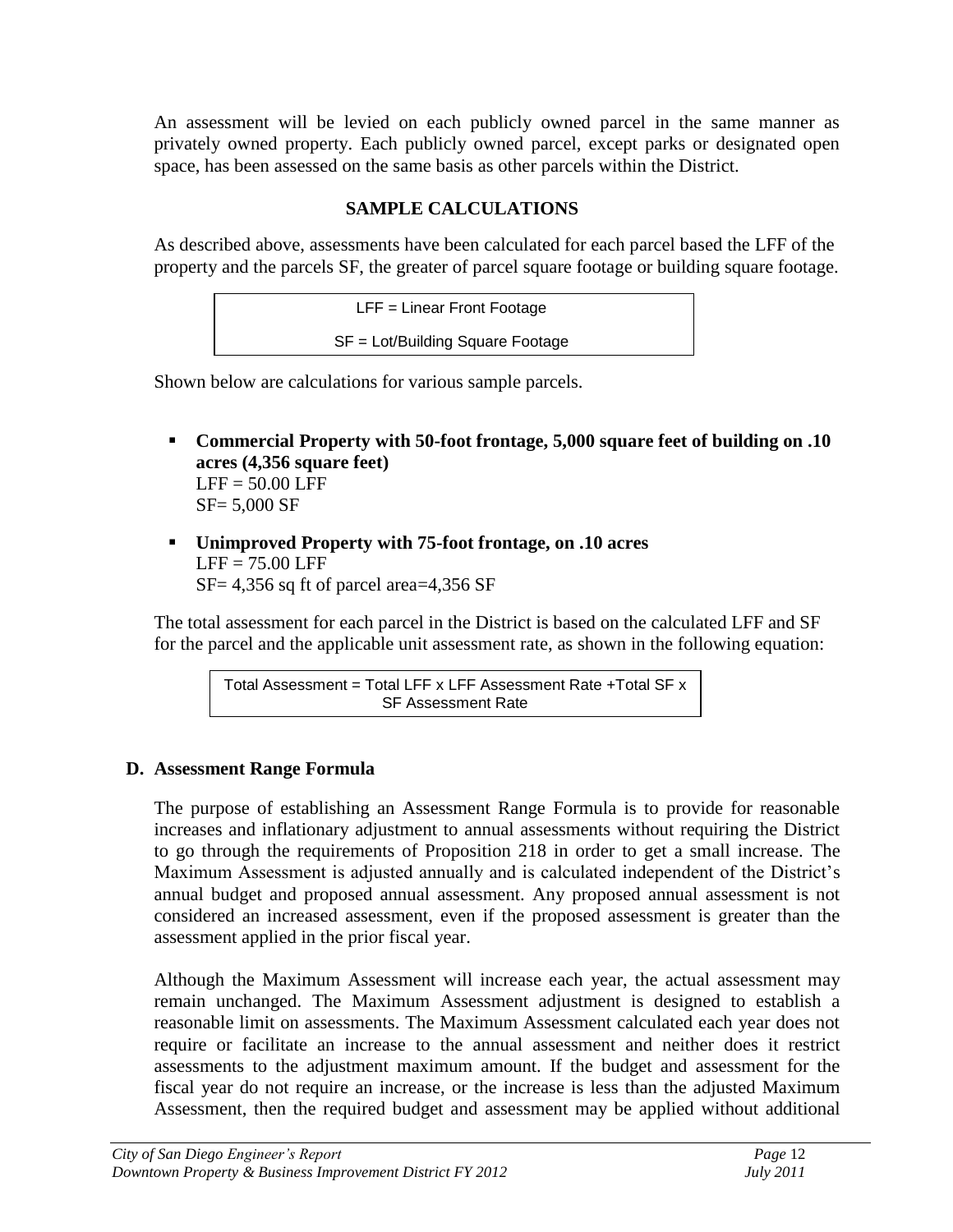An assessment will be levied on each publicly owned parcel in the same manner as privately owned property. Each publicly owned parcel, except parks or designated open space, has been assessed on the same basis as other parcels within the District.

**SAMPLE CALCULATIONS**

As described above, assessments have been calculated for each parcel based the LFF of the property and the parcels SF, the greater of parcel square footage or building square footage.

| LFF = Linear Front Footage |
|---|
| SF = Lot/Building Square Footage |

Shown below are calculations for various sample parcels.

- **Commercial Property with 50-foot frontage, 5,000 square feet of building on .10 acres (4,356 square feet)**
  LFF = 50.00 LFF
  SF= 5,000 SF
- **Unimproved Property with 75-foot frontage, on .10 acres**
  LFF = 75.00 LFF
  SF= 4,356 sq ft of parcel area=4,356 SF

The total assessment for each parcel in the District is based on the calculated LFF and SF for the parcel and the applicable unit assessment rate, as shown in the following equation:

| Total Assessment = Total LFF x LFF Assessment Rate +Total SF x SF Assessment Rate |
|---|

### D. Assessment Range Formula

The purpose of establishing an Assessment Range Formula is to provide for reasonable increases and inflationary adjustment to annual assessments without requiring the District to go through the requirements of Proposition 218 in order to get a small increase. The Maximum Assessment is adjusted annually and is calculated independent of the District's annual budget and proposed annual assessment. Any proposed annual assessment is not considered an increased assessment, even if the proposed assessment is greater than the assessment applied in the prior fiscal year.

Although the Maximum Assessment will increase each year, the actual assessment may remain unchanged. The Maximum Assessment adjustment is designed to establish a reasonable limit on assessments. The Maximum Assessment calculated each year does not require or facilitate an increase to the annual assessment and neither does it restrict assessments to the adjustment maximum amount. If the budget and assessment for the fiscal year do not require an increase, or the increase is less than the adjusted Maximum Assessment, then the required budget and assessment may be applied without additional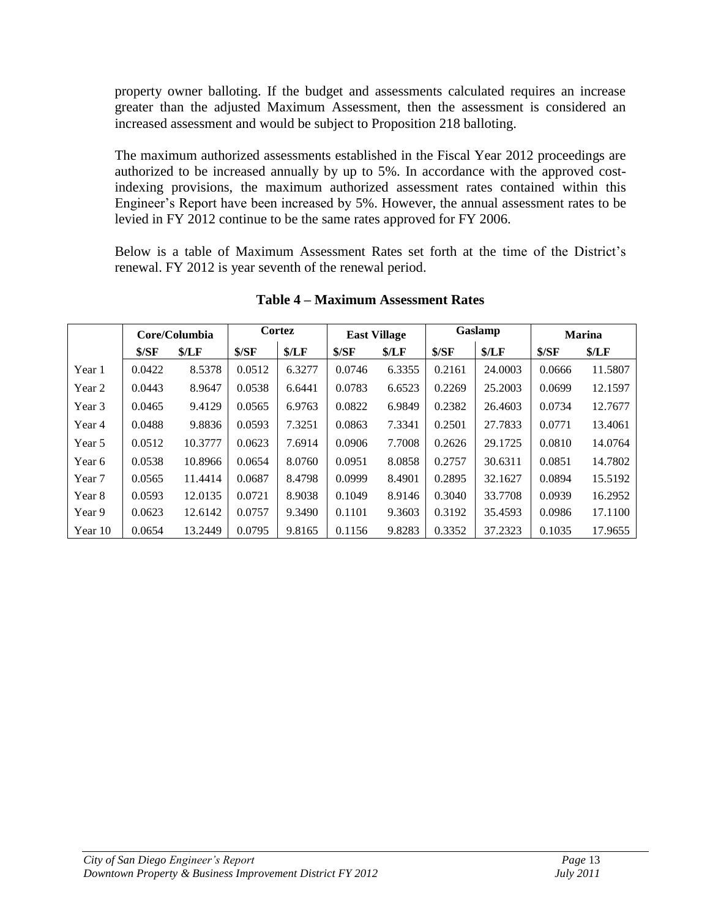property owner balloting. If the budget and assessments calculated requires an increase greater than the adjusted Maximum Assessment, then the assessment is considered an increased assessment and would be subject to Proposition 218 balloting.

The maximum authorized assessments established in the Fiscal Year 2012 proceedings are authorized to be increased annually by up to 5%. In accordance with the approved cost-indexing provisions, the maximum authorized assessment rates contained within this Engineer's Report have been increased by 5%. However, the annual assessment rates to be levied in FY 2012 continue to be the same rates approved for FY 2006.

Below is a table of Maximum Assessment Rates set forth at the time of the District's renewal. FY 2012 is year seventh of the renewal period.

**Table 4 – Maximum Assessment Rates**

| | Core/Columbia | | Cortez | | East Village | | Gaslamp | | Marina | |
|---|---|---|---|---|---|---|---|---|---|---|
| | **$/SF** | **$/LF** | **$/SF** | **$/LF** | **$/SF** | **$/LF** | **$/SF** | **$/LF** | **$/SF** | **$/LF** |
| Year 1 | 0.0422 | 8.5378 | 0.0512 | 6.3277 | 0.0746 | 6.3355 | 0.2161 | 24.0003 | 0.0666 | 11.5807 |
| Year 2 | 0.0443 | 8.9647 | 0.0538 | 6.6441 | 0.0783 | 6.6523 | 0.2269 | 25.2003 | 0.0699 | 12.1597 |
| Year 3 | 0.0465 | 9.4129 | 0.0565 | 6.9763 | 0.0822 | 6.9849 | 0.2382 | 26.4603 | 0.0734 | 12.7677 |
| Year 4 | 0.0488 | 9.8836 | 0.0593 | 7.3251 | 0.0863 | 7.3341 | 0.2501 | 27.7833 | 0.0771 | 13.4061 |
| Year 5 | 0.0512 | 10.3777 | 0.0623 | 7.6914 | 0.0906 | 7.7008 | 0.2626 | 29.1725 | 0.0810 | 14.0764 |
| Year 6 | 0.0538 | 10.8966 | 0.0654 | 8.0760 | 0.0951 | 8.0858 | 0.2757 | 30.6311 | 0.0851 | 14.7802 |
| Year 7 | 0.0565 | 11.4414 | 0.0687 | 8.4798 | 0.0999 | 8.4901 | 0.2895 | 32.1627 | 0.0894 | 15.5192 |
| Year 8 | 0.0593 | 12.0135 | 0.0721 | 8.9038 | 0.1049 | 8.9146 | 0.3040 | 33.7708 | 0.0939 | 16.2952 |
| Year 9 | 0.0623 | 12.6142 | 0.0757 | 9.3490 | 0.1101 | 9.3603 | 0.3192 | 35.4593 | 0.0986 | 17.1100 |
| Year 10 | 0.0654 | 13.2449 | 0.0795 | 9.8165 | 0.1156 | 9.8283 | 0.3352 | 37.2323 | 0.1035 | 17.9655 |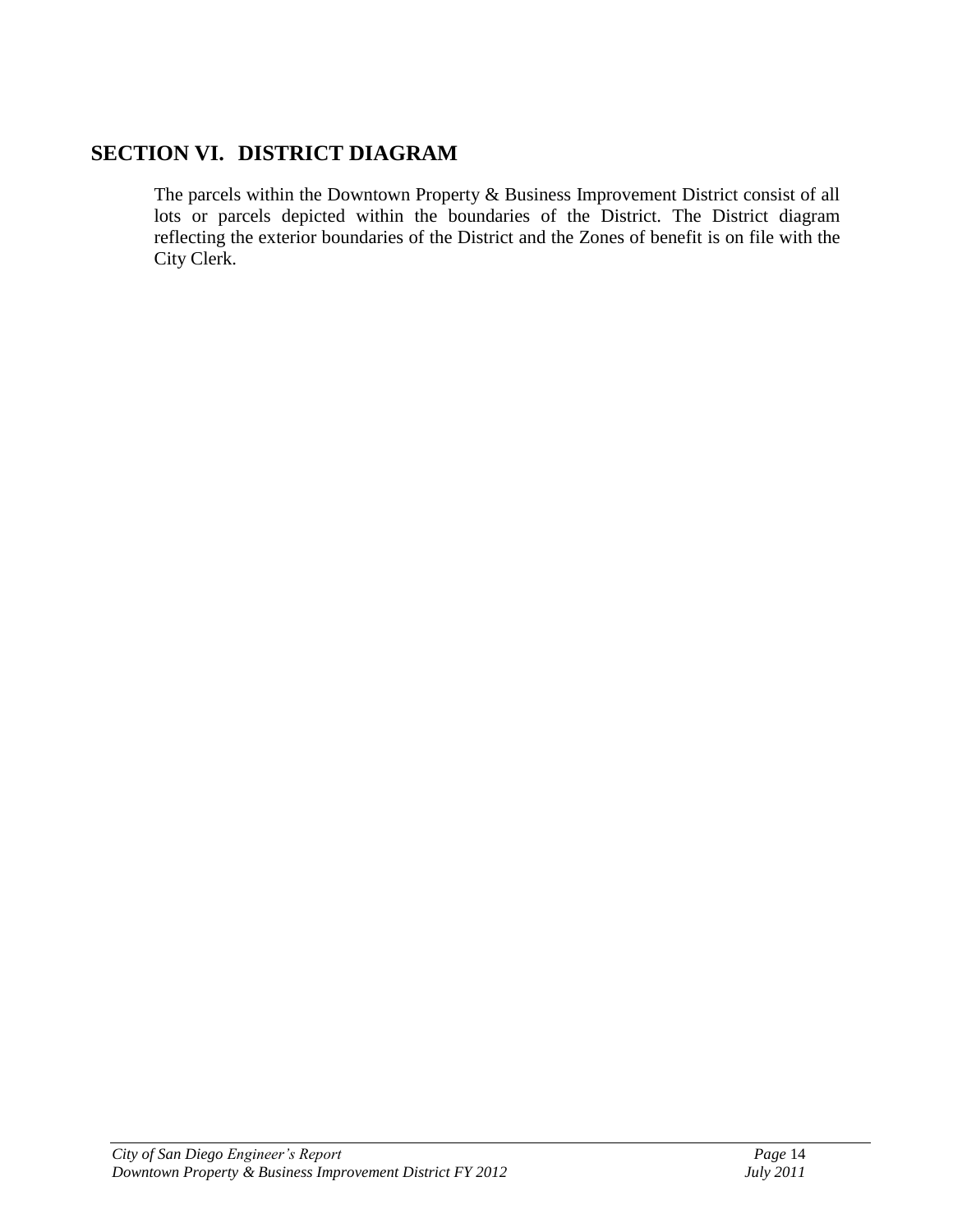## SECTION VI. DISTRICT DIAGRAM

The parcels within the Downtown Property & Business Improvement District consist of all lots or parcels depicted within the boundaries of the District. The District diagram reflecting the exterior boundaries of the District and the Zones of benefit is on file with the City Clerk.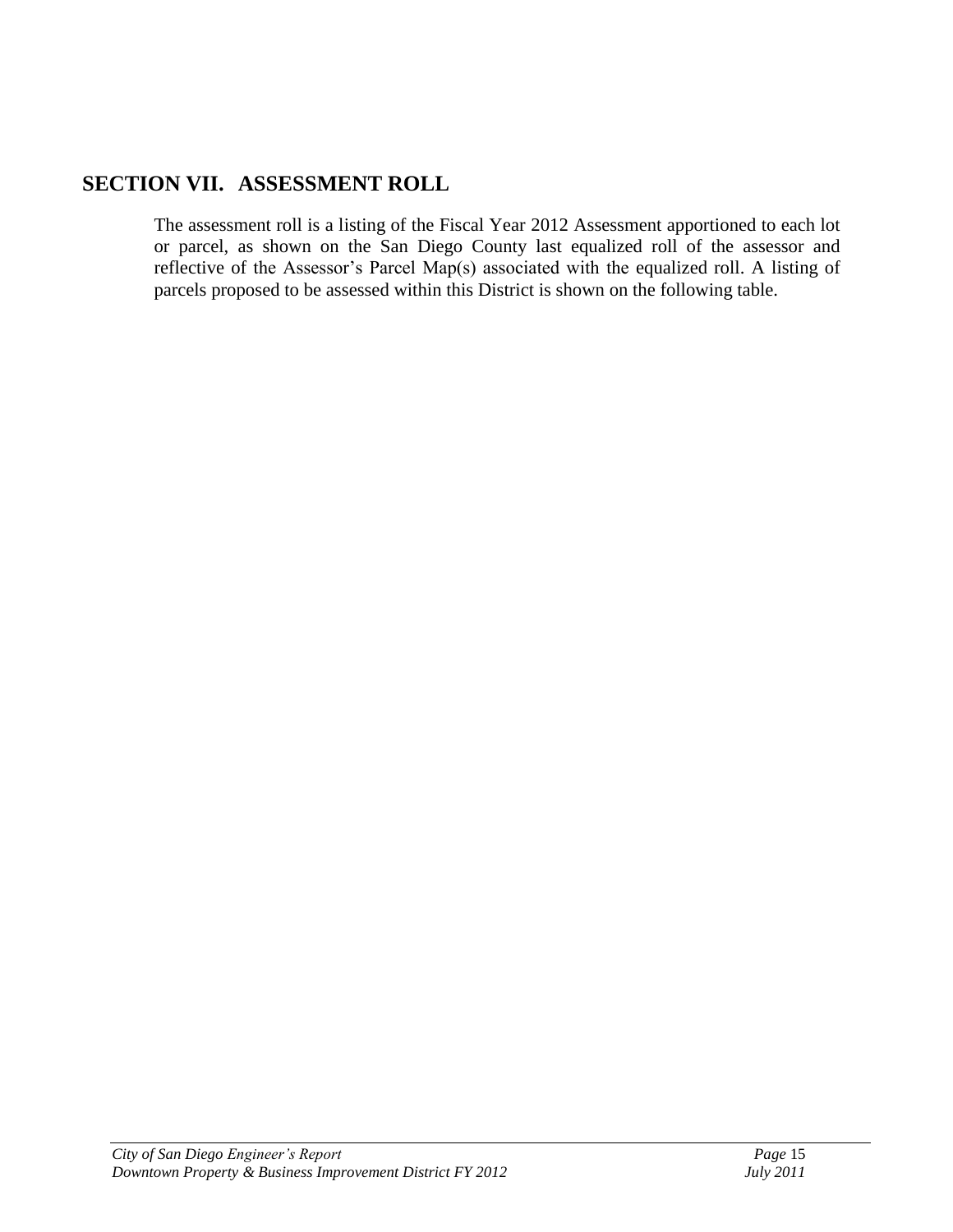## SECTION VII. ASSESSMENT ROLL

The assessment roll is a listing of the Fiscal Year 2012 Assessment apportioned to each lot or parcel, as shown on the San Diego County last equalized roll of the assessor and reflective of the Assessor's Parcel Map(s) associated with the equalized roll. A listing of parcels proposed to be assessed within this District is shown on the following table.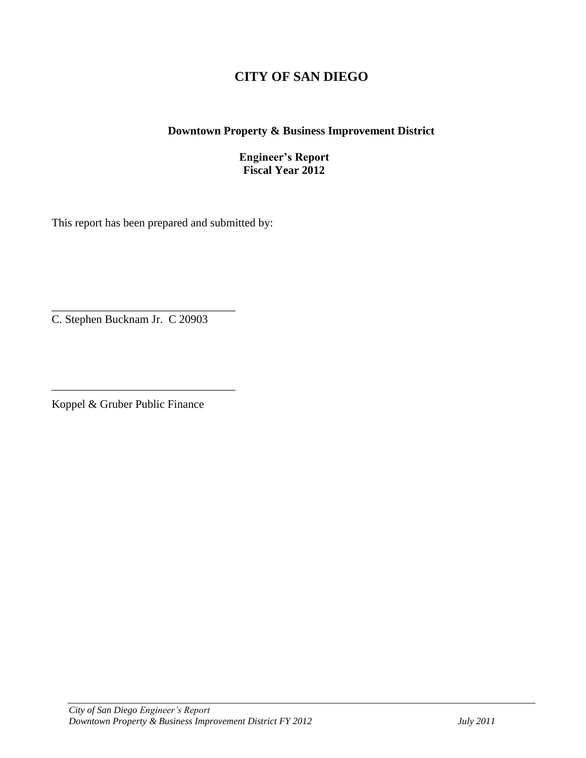# CITY OF SAN DIEGO

**Downtown Property & Business Improvement District**

**Engineer's Report**
**Fiscal Year 2012**

This report has been prepared and submitted by:

________________________________
C. Stephen Bucknam Jr. C 20903

________________________________
Koppel & Gruber Public Finance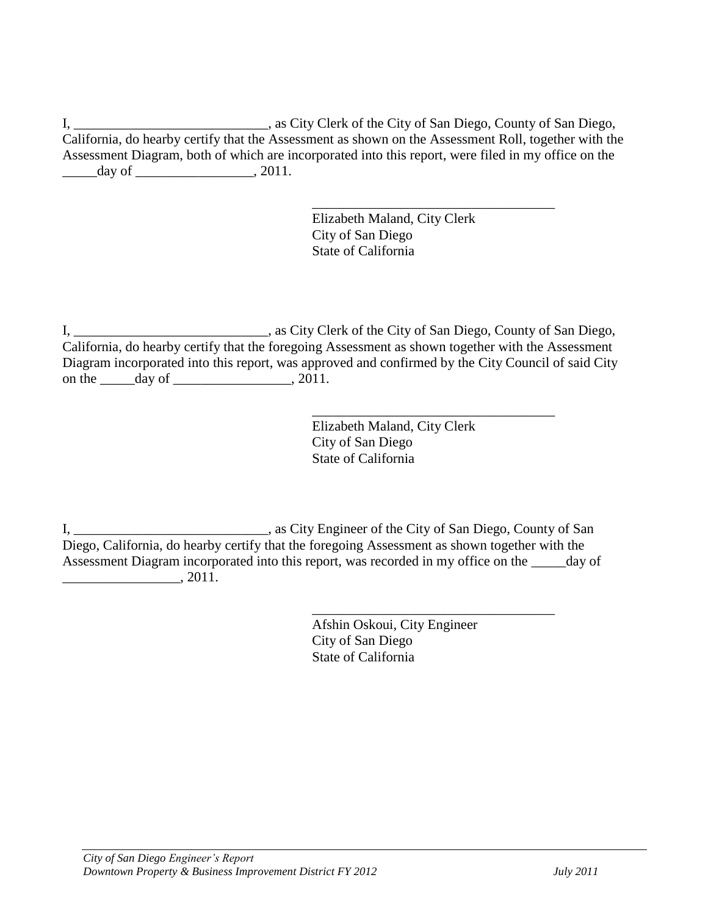I, ____________________________, as City Clerk of the City of San Diego, County of San Diego, California, do hearby certify that the Assessment as shown on the Assessment Roll, together with the Assessment Diagram, both of which are incorporated into this report, were filed in my office on the _____day of _________________, 2011.

___________________________________
Elizabeth Maland, City Clerk
City of San Diego
State of California

I, ____________________________, as City Clerk of the City of San Diego, County of San Diego, California, do hearby certify that the foregoing Assessment as shown together with the Assessment Diagram incorporated into this report, was approved and confirmed by the City Council of said City on the _____day of _________________, 2011.

___________________________________
Elizabeth Maland, City Clerk
City of San Diego
State of California

I, ____________________________, as City Engineer of the City of San Diego, County of San Diego, California, do hearby certify that the foregoing Assessment as shown together with the Assessment Diagram incorporated into this report, was recorded in my office on the _____day of _________________, 2011.

___________________________________
Afshin Oskoui, City Engineer
City of San Diego
State of California